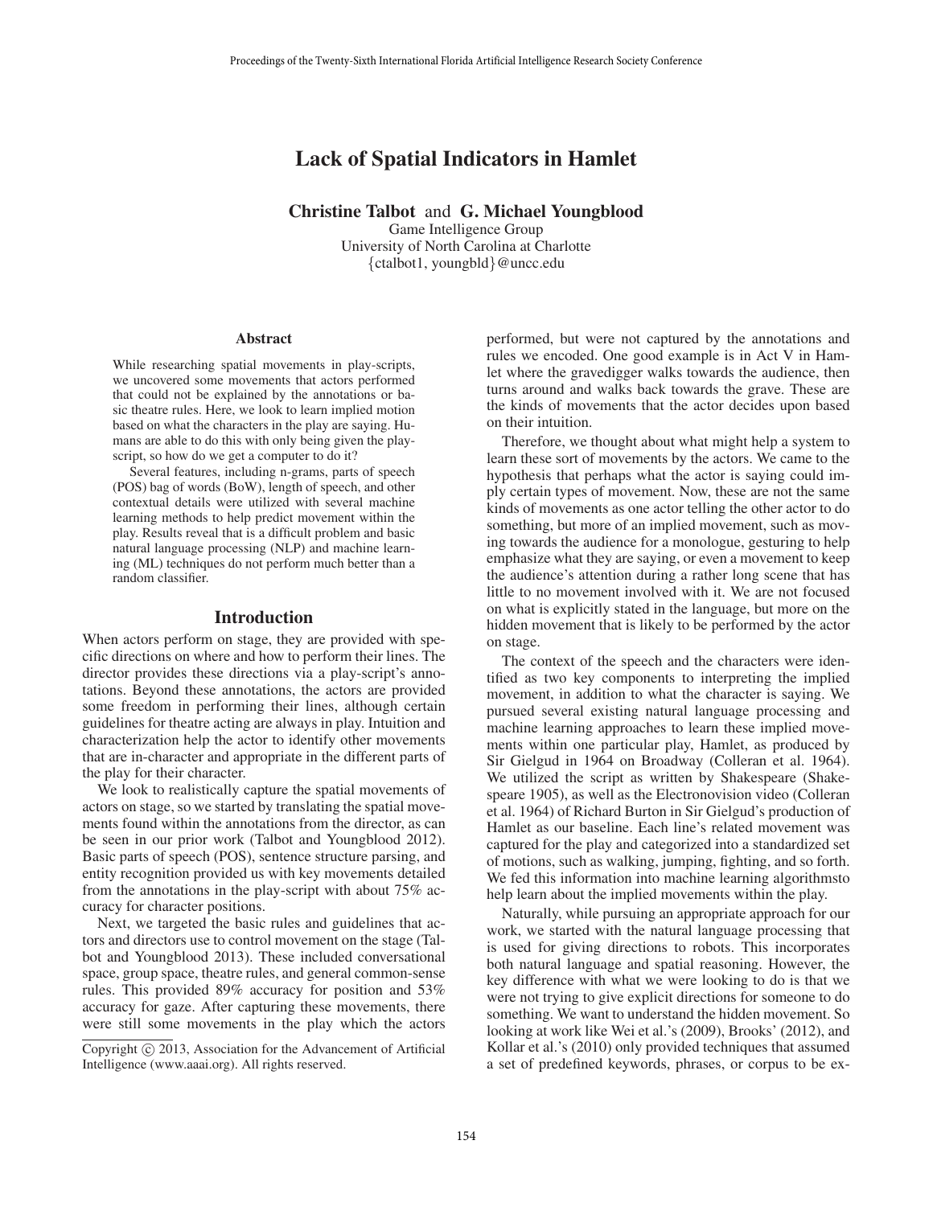# Lack of Spatial Indicators in Hamlet

**Christine Talbot** and **G. Michael Youngblood**
Game Intelligence Group
University of North Carolina at Charlotte
{ctalbot1, youngbld}@uncc.edu

## Abstract

While researching spatial movements in play-scripts, we uncovered some movements that actors performed that could not be explained by the annotations or basic theatre rules. Here, we look to learn implied motion based on what the characters in the play are saying. Humans are able to do this with only being given the play-script, so how do we get a computer to do it?

Several features, including n-grams, parts of speech (POS) bag of words (BoW), length of speech, and other contextual details were utilized with several machine learning methods to help predict movement within the play. Results reveal that is a difficult problem and basic natural language processing (NLP) and machine learning (ML) techniques do not perform much better than a random classifier.

## Introduction

When actors perform on stage, they are provided with specific directions on where and how to perform their lines. The director provides these directions via a play-script's annotations. Beyond these annotations, the actors are provided some freedom in performing their lines, although certain guidelines for theatre acting are always in play. Intuition and characterization help the actor to identify other movements that are in-character and appropriate in the different parts of the play for their character.

We look to realistically capture the spatial movements of actors on stage, so we started by translating the spatial movements found within the annotations from the director, as can be seen in our prior work (Talbot and Youngblood 2012). Basic parts of speech (POS), sentence structure parsing, and entity recognition provided us with key movements detailed from the annotations in the play-script with about 75% accuracy for character positions.

Next, we targeted the basic rules and guidelines that actors and directors use to control movement on the stage (Talbot and Youngblood 2013). These included conversational space, group space, theatre rules, and general common-sense rules. This provided 89% accuracy for position and 53% accuracy for gaze. After capturing these movements, there were still some movements in the play which the actors performed, but were not captured by the annotations and rules we encoded. One good example is in Act V in Hamlet where the gravedigger walks towards the audience, then turns around and walks back towards the grave. These are the kinds of movements that the actor decides upon based on their intuition.

Therefore, we thought about what might help a system to learn these sort of movements by the actors. We came to the hypothesis that perhaps what the actor is saying could imply certain types of movement. Now, these are not the same kinds of movements as one actor telling the other actor to do something, but more of an implied movement, such as moving towards the audience for a monologue, gesturing to help emphasize what they are saying, or even a movement to keep the audience's attention during a rather long scene that has little to no movement involved with it. We are not focused on what is explicitly stated in the language, but more on the hidden movement that is likely to be performed by the actor on stage.

The context of the speech and the characters were identified as two key components to interpreting the implied movement, in addition to what the character is saying. We pursued several existing natural language processing and machine learning approaches to learn these implied movements within one particular play, Hamlet, as produced by Sir Gielgud in 1964 on Broadway (Colleran et al. 1964). We utilized the script as written by Shakespeare (Shakespeare 1905), as well as the Electronovision video (Colleran et al. 1964) of Richard Burton in Sir Gielgud's production of Hamlet as our baseline. Each line's related movement was captured for the play and categorized into a standardized set of motions, such as walking, jumping, fighting, and so forth. We fed this information into machine learning algorithmsto help learn about the implied movements within the play.

Naturally, while pursuing an appropriate approach for our work, we started with the natural language processing that is used for giving directions to robots. This incorporates both natural language and spatial reasoning. However, the key difference with what we were looking to do is that we were not trying to give explicit directions for someone to do something. We want to understand the hidden movement. So looking at work like Wei et al.'s (2009), Brooks' (2012), and Kollar et al.'s (2010) only provided techniques that assumed a set of predefined keywords, phrases, or corpus to be ex-

Copyright © 2013, Association for the Advancement of Artificial Intelligence (www.aaai.org). All rights reserved.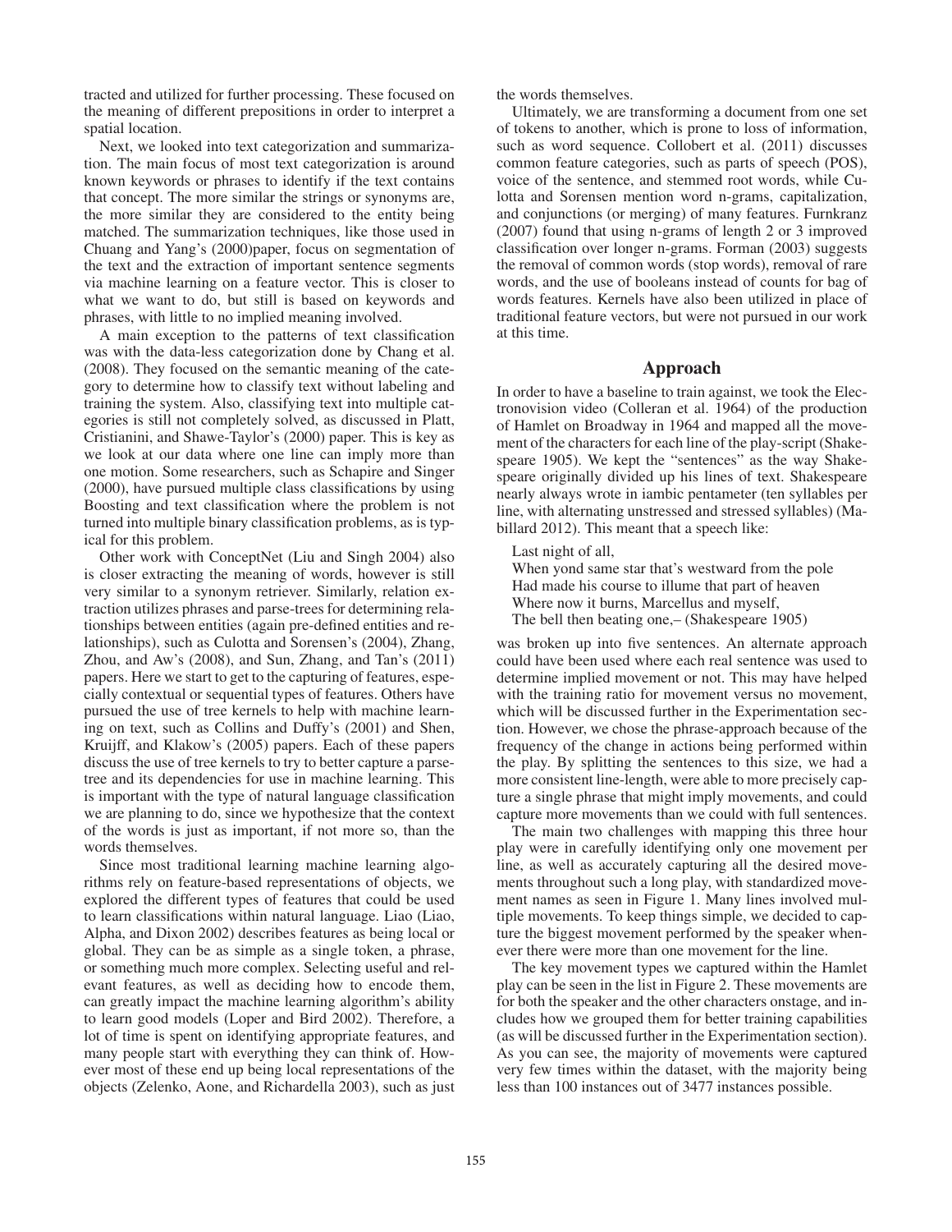tracted and utilized for further processing. These focused on the meaning of different prepositions in order to interpret a spatial location.

Next, we looked into text categorization and summarization. The main focus of most text categorization is around known keywords or phrases to identify if the text contains that concept. The more similar the strings or synonyms are, the more similar they are considered to the entity being matched. The summarization techniques, like those used in Chuang and Yang's (2000)paper, focus on segmentation of the text and the extraction of important sentence segments via machine learning on a feature vector. This is closer to what we want to do, but still is based on keywords and phrases, with little to no implied meaning involved.

A main exception to the patterns of text classification was with the data-less categorization done by Chang et al. (2008). They focused on the semantic meaning of the category to determine how to classify text without labeling and training the system. Also, classifying text into multiple categories is still not completely solved, as discussed in Platt, Cristianini, and Shawe-Taylor's (2000) paper. This is key as we look at our data where one line can imply more than one motion. Some researchers, such as Schapire and Singer (2000), have pursued multiple class classifications by using Boosting and text classification where the problem is not turned into multiple binary classification problems, as is typical for this problem.

Other work with ConceptNet (Liu and Singh 2004) also is closer extracting the meaning of words, however is still very similar to a synonym retriever. Similarly, relation extraction utilizes phrases and parse-trees for determining relationships between entities (again pre-defined entities and relationships), such as Culotta and Sorensen's (2004), Zhang, Zhou, and Aw's (2008), and Sun, Zhang, and Tan's (2011) papers. Here we start to get to the capturing of features, especially contextual or sequential types of features. Others have pursued the use of tree kernels to help with machine learning on text, such as Collins and Duffy's (2001) and Shen, Kruijff, and Klakow's (2005) papers. Each of these papers discuss the use of tree kernels to try to better capture a parse-tree and its dependencies for use in machine learning. This is important with the type of natural language classification we are planning to do, since we hypothesize that the context of the words is just as important, if not more so, than the words themselves.

Since most traditional learning machine learning algorithms rely on feature-based representations of objects, we explored the different types of features that could be used to learn classifications within natural language. Liao (Liao, Alpha, and Dixon 2002) describes features as being local or global. They can be as simple as a single token, a phrase, or something much more complex. Selecting useful and relevant features, as well as deciding how to encode them, can greatly impact the machine learning algorithm's ability to learn good models (Loper and Bird 2002). Therefore, a lot of time is spent on identifying appropriate features, and many people start with everything they can think of. However most of these end up being local representations of the objects (Zelenko, Aone, and Richardella 2003), such as just the words themselves.

Ultimately, we are transforming a document from one set of tokens to another, which is prone to loss of information, such as word sequence. Collobert et al. (2011) discusses common feature categories, such as parts of speech (POS), voice of the sentence, and stemmed root words, while Culotta and Sorensen mention word n-grams, capitalization, and conjunctions (or merging) of many features. Furnkranz (2007) found that using n-grams of length 2 or 3 improved classification over longer n-grams. Forman (2003) suggests the removal of common words (stop words), removal of rare words, and the use of booleans instead of counts for bag of words features. Kernels have also been utilized in place of traditional feature vectors, but were not pursued in our work at this time.

## Approach

In order to have a baseline to train against, we took the Electronovision video (Colleran et al. 1964) of the production of Hamlet on Broadway in 1964 and mapped all the movement of the characters for each line of the play-script (Shakespeare 1905). We kept the "sentences" as the way Shakespeare originally divided up his lines of text. Shakespeare nearly always wrote in iambic pentameter (ten syllables per line, with alternating unstressed and stressed syllables) (Mabillard 2012). This meant that a speech like:

> Last night of all,
> When yond same star that's westward from the pole
> Had made his course to illume that part of heaven
> Where now it burns, Marcellus and myself,
> The bell then beating one,– (Shakespeare 1905)

was broken up into five sentences. An alternate approach could have been used where each real sentence was used to determine implied movement or not. This may have helped with the training ratio for movement versus no movement, which will be discussed further in the Experimentation section. However, we chose the phrase-approach because of the frequency of the change in actions being performed within the play. By splitting the sentences to this size, we had a more consistent line-length, were able to more precisely capture a single phrase that might imply movements, and could capture more movements than we could with full sentences.

The main two challenges with mapping this three hour play were in carefully identifying only one movement per line, as well as accurately capturing all the desired movements throughout such a long play, with standardized movement names as seen in Figure 1. Many lines involved multiple movements. To keep things simple, we decided to capture the biggest movement performed by the speaker whenever there were more than one movement for the line.

The key movement types we captured within the Hamlet play can be seen in the list in Figure 2. These movements are for both the speaker and the other characters onstage, and includes how we grouped them for better training capabilities (as will be discussed further in the Experimentation section). As you can see, the majority of movements were captured very few times within the dataset, with the majority being less than 100 instances out of 3477 instances possible.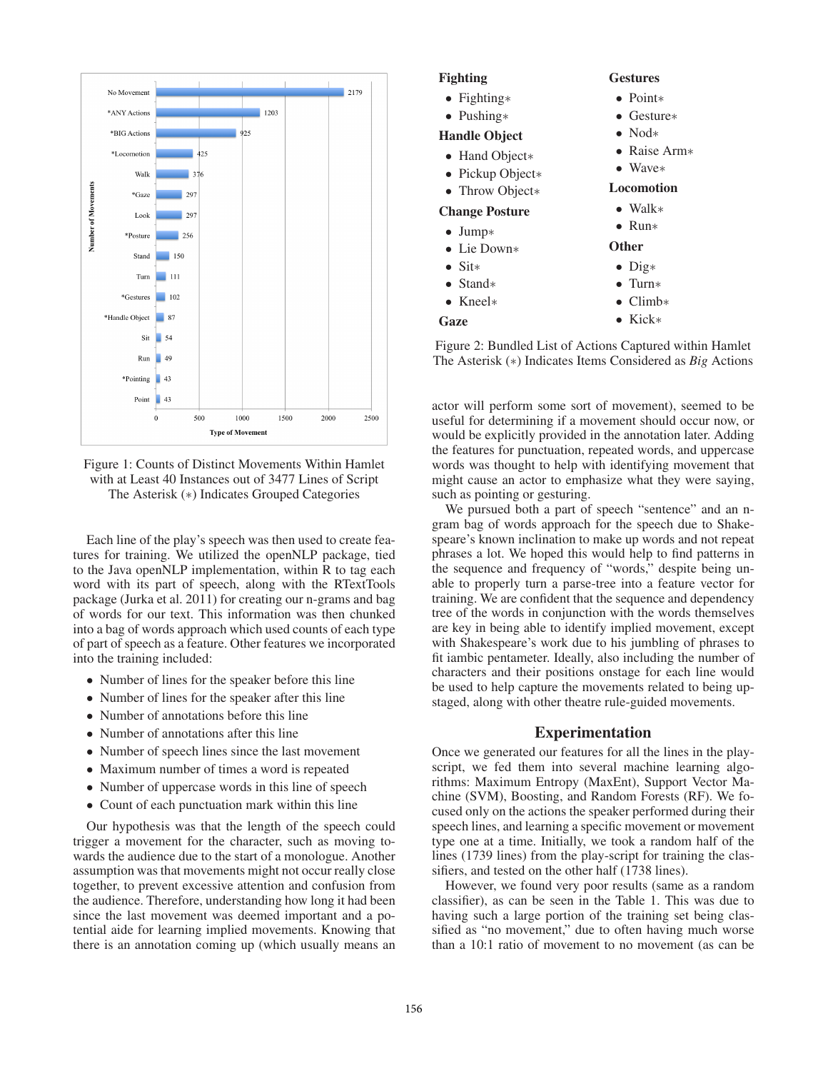| Type of Movement | Number of Movements |
|---|---|
| No Movement | 2179 |
| *ANY Actions | 1203 |
| *BIG Actions | 925 |
| *Locomotion | 425 |
| Walk | 376 |
| *Gaze | 297 |
| Look | 297 |
| *Posture | 256 |
| Stand | 150 |
| Turn | 111 |
| *Gestures | 102 |
| *Handle Object | 87 |
| Sit | 54 |
| Run | 49 |
| *Pointing | 43 |
| Point | 43 |

Figure 1: Counts of Distinct Movements Within Hamlet with at Least 40 Instances out of 3477 Lines of Script The Asterisk (∗) Indicates Grouped Categories

Each line of the play's speech was then used to create features for training. We utilized the openNLP package, tied to the Java openNLP implementation, within R to tag each word with its part of speech, along with the RTextTools package (Jurka et al. 2011) for creating our n-grams and bag of words for our text. This information was then chunked into a bag of words approach which used counts of each type of part of speech as a feature. Other features we incorporated into the training included:

- Number of lines for the speaker before this line
- Number of lines for the speaker after this line
- Number of annotations before this line
- Number of annotations after this line
- Number of speech lines since the last movement
- Maximum number of times a word is repeated
- Number of uppercase words in this line of speech
- Count of each punctuation mark within this line

Our hypothesis was that the length of the speech could trigger a movement for the character, such as moving towards the audience due to the start of a monologue. Another assumption was that movements might not occur really close together, to prevent excessive attention and confusion from the audience. Therefore, understanding how long it had been since the last movement was deemed important and a potential aide for learning implied movements. Knowing that there is an annotation coming up (which usually means an actor will perform some sort of movement), seemed to be useful for determining if a movement should occur now, or would be explicitly provided in the annotation later. Adding the features for punctuation, repeated words, and uppercase words was thought to help with identifying movement that might cause an actor to emphasize what they were saying, such as pointing or gesturing.

**Fighting**
- Fighting∗
- Pushing∗

**Handle Object**
- Hand Object∗
- Pickup Object∗
- Throw Object∗

**Change Posture**
- Jump∗
- Lie Down∗
- Sit∗
- Stand∗
- Kneel∗

**Gaze**

**Gestures**
- Point∗
- Gesture∗
- Nod∗
- Raise Arm∗
- Wave∗

**Locomotion**
- Walk∗
- Run∗

**Other**
- Dig∗
- Turn∗
- Climb∗
- Kick∗

Figure 2: Bundled List of Actions Captured within Hamlet The Asterisk (∗) Indicates Items Considered as *Big* Actions

We pursued both a part of speech "sentence" and an n-gram bag of words approach for the speech due to Shakespeare's known inclination to make up words and not repeat phrases a lot. We hoped this would help to find patterns in the sequence and frequency of "words," despite being unable to properly turn a parse-tree into a feature vector for training. We are confident that the sequence and dependency tree of the words in conjunction with the words themselves are key in being able to identify implied movement, except with Shakespeare's work due to his jumbling of phrases to fit iambic pentameter. Ideally, also including the number of characters and their positions onstage for each line would be used to help capture the movements related to being upstaged, along with other theatre rule-guided movements.

## Experimentation

Once we generated our features for all the lines in the play-script, we fed them into several machine learning algorithms: Maximum Entropy (MaxEnt), Support Vector Machine (SVM), Boosting, and Random Forests (RF). We focused only on the actions the speaker performed during their speech lines, and learning a specific movement or movement type one at a time. Initially, we took a random half of the lines (1739 lines) from the play-script for training the classifiers, and tested on the other half (1738 lines).

However, we found very poor results (same as a random classifier), as can be seen in the Table 1. This was due to having such a large portion of the training set being classified as "no movement," due to often having much worse than a 10:1 ratio of movement to no movement (as can be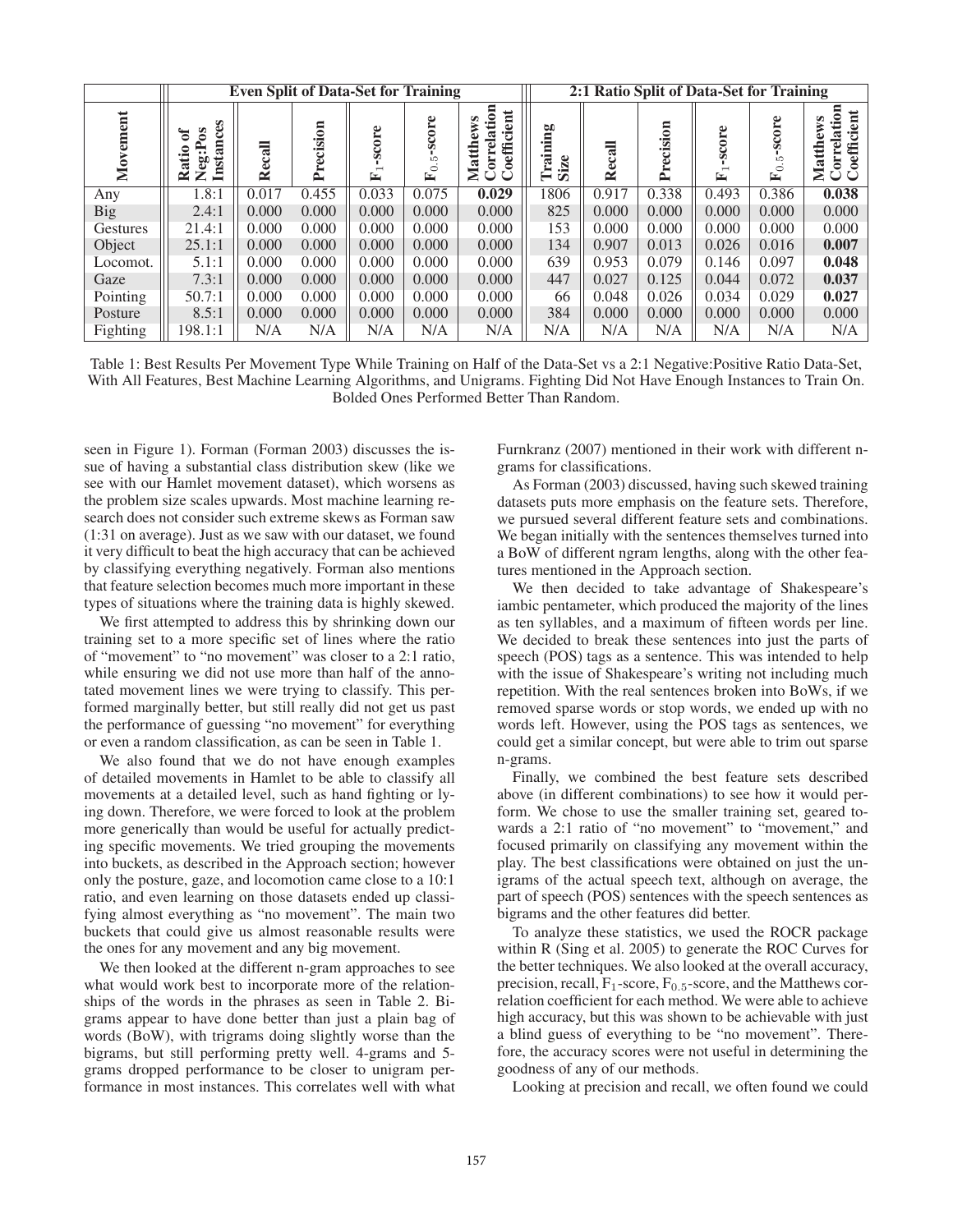| Movement | Even Split of Data-Set for Training | | | | | | 2:1 Ratio Split of Data-Set for Training | | | | | |
|---|---|---|---|---|---|---|---|---|---|---|---|---|
| | Ratio of Neg:Pos Instances | Recall | Precision | $F_1$-score | $F_{0.5}$-score | Matthews Correlation Coefficient | Training Size | Recall | Precision | $F_1$-score | $F_{0.5}$-score | Matthews Correlation Coefficient |
| Any | 1.8:1 | 0.017 | 0.455 | 0.033 | 0.075 | **0.029** | 1806 | 0.917 | 0.338 | 0.493 | 0.386 | **0.038** |
| Big | 2.4:1 | 0.000 | 0.000 | 0.000 | 0.000 | 0.000 | 825 | 0.000 | 0.000 | 0.000 | 0.000 | 0.000 |
| Gestures | 21.4:1 | 0.000 | 0.000 | 0.000 | 0.000 | 0.000 | 153 | 0.000 | 0.000 | 0.000 | 0.000 | 0.000 |
| Object | 25.1:1 | 0.000 | 0.000 | 0.000 | 0.000 | 0.000 | 134 | 0.907 | 0.013 | 0.026 | 0.016 | **0.007** |
| Locomot. | 5.1:1 | 0.000 | 0.000 | 0.000 | 0.000 | 0.000 | 639 | 0.953 | 0.079 | 0.146 | 0.097 | **0.048** |
| Gaze | 7.3:1 | 0.000 | 0.000 | 0.000 | 0.000 | 0.000 | 447 | 0.027 | 0.125 | 0.044 | 0.072 | **0.037** |
| Pointing | 50.7:1 | 0.000 | 0.000 | 0.000 | 0.000 | 0.000 | 66 | 0.048 | 0.026 | 0.034 | 0.029 | **0.027** |
| Posture | 8.5:1 | 0.000 | 0.000 | 0.000 | 0.000 | 0.000 | 384 | 0.000 | 0.000 | 0.000 | 0.000 | 0.000 |
| Fighting | 198.1:1 | N/A | N/A | N/A | N/A | N/A | N/A | N/A | N/A | N/A | N/A | N/A |

Table 1: Best Results Per Movement Type While Training on Half of the Data-Set vs a 2:1 Negative:Positive Ratio Data-Set, With All Features, Best Machine Learning Algorithms, and Unigrams. Fighting Did Not Have Enough Instances to Train On. Bolded Ones Performed Better Than Random.

seen in Figure 1). Forman (Forman 2003) discusses the issue of having a substantial class distribution skew (like we see with our Hamlet movement dataset), which worsens as the problem size scales upwards. Most machine learning research does not consider such extreme skews as Forman saw (1:31 on average). Just as we saw with our dataset, we found it very difficult to beat the high accuracy that can be achieved by classifying everything negatively. Forman also mentions that feature selection becomes much more important in these types of situations where the training data is highly skewed.

We first attempted to address this by shrinking down our training set to a more specific set of lines where the ratio of "movement" to "no movement" was closer to a 2:1 ratio, while ensuring we did not use more than half of the annotated movement lines we were trying to classify. This performed marginally better, but still really did not get us past the performance of guessing "no movement" for everything or even a random classification, as can be seen in Table 1.

We also found that we do not have enough examples of detailed movements in Hamlet to be able to classify all movements at a detailed level, such as hand fighting or lying down. Therefore, we were forced to look at the problem more generically than would be useful for actually predicting specific movements. We tried grouping the movements into buckets, as described in the Approach section; however only the posture, gaze, and locomotion came close to a 10:1 ratio, and even learning on those datasets ended up classifying almost everything as "no movement". The main two buckets that could give us almost reasonable results were the ones for any movement and any big movement.

We then looked at the different n-gram approaches to see what would work best to incorporate more of the relationships of the words in the phrases as seen in Table 2. Bigrams appear to have done better than just a plain bag of words (BoW), with trigrams doing slightly worse than the bigrams, but still performing pretty well. 4-grams and 5-grams dropped performance to be closer to unigram performance in most instances. This correlates well with what Furnkranz (2007) mentioned in their work with different n-grams for classifications.

As Forman (2003) discussed, having such skewed training datasets puts more emphasis on the feature sets. Therefore, we pursued several different feature sets and combinations. We began initially with the sentences themselves turned into a BoW of different ngram lengths, along with the other features mentioned in the Approach section.

We then decided to take advantage of Shakespeare's iambic pentameter, which produced the majority of the lines as ten syllables, and a maximum of fifteen words per line. We decided to break these sentences into just the parts of speech (POS) tags as a sentence. This was intended to help with the issue of Shakespeare's writing not including much repetition. With the real sentences broken into BoWs, if we removed sparse words or stop words, we ended up with no words left. However, using the POS tags as sentences, we could get a similar concept, but were able to trim out sparse n-grams.

Finally, we combined the best feature sets described above (in different combinations) to see how it would perform. We chose to use the smaller training set, geared towards a 2:1 ratio of "no movement" to "movement," and focused primarily on classifying any movement within the play. The best classifications were obtained on just the unigrams of the actual speech text, although on average, the part of speech (POS) sentences with the speech sentences as bigrams and the other features did better.

To analyze these statistics, we used the ROCR package within R (Sing et al. 2005) to generate the ROC Curves for the better techniques. We also looked at the overall accuracy, precision, recall, $F_1$-score, $F_{0.5}$-score, and the Matthews correlation coefficient for each method. We were able to achieve high accuracy, but this was shown to be achievable with just a blind guess of everything to be "no movement". Therefore, the accuracy scores were not useful in determining the goodness of any of our methods.

Looking at precision and recall, we often found we could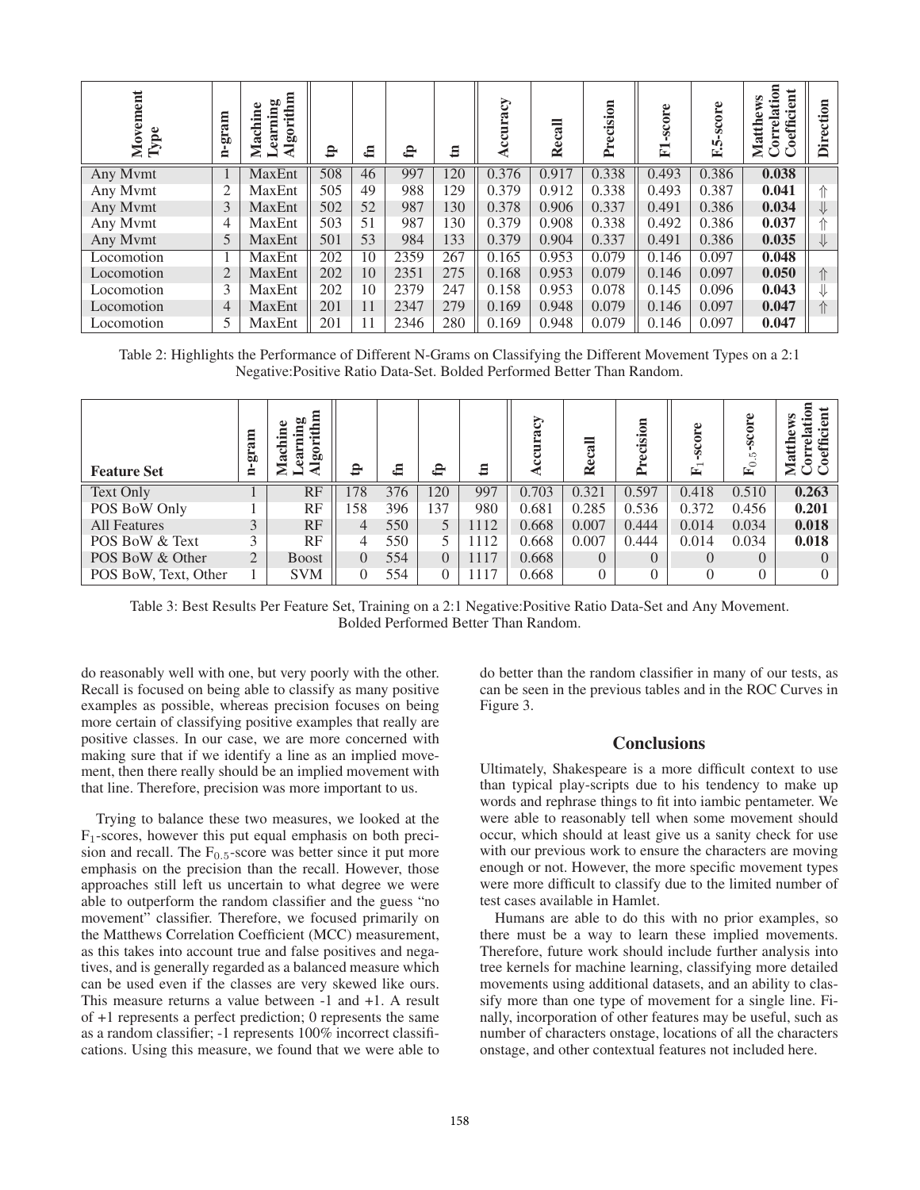| Movement Type | n-gram | Machine Learning Algorithm | tp | fn | fp | tn | Accuracy | Recall | Precision | F1-score | F.5-score | Matthews Correlation Coefficient | Direction |
|---|---|---|---|---|---|---|---|---|---|---|---|---|---|
| Any Mvmt | 1 | MaxEnt | 508 | 46 | 997 | 120 | 0.376 | 0.917 | 0.338 | 0.493 | 0.386 | **0.038** | |
| Any Mvmt | 2 | MaxEnt | 505 | 49 | 988 | 129 | 0.379 | 0.912 | 0.338 | 0.493 | 0.387 | **0.041** | ⇑ |
| Any Mvmt | 3 | MaxEnt | 502 | 52 | 987 | 130 | 0.378 | 0.906 | 0.337 | 0.491 | 0.386 | **0.034** | ⇓ |
| Any Mvmt | 4 | MaxEnt | 503 | 51 | 987 | 130 | 0.379 | 0.908 | 0.338 | 0.492 | 0.386 | **0.037** | ⇑ |
| Any Mvmt | 5 | MaxEnt | 501 | 53 | 984 | 133 | 0.379 | 0.904 | 0.337 | 0.491 | 0.386 | **0.035** | ⇓ |
| Locomotion | 1 | MaxEnt | 202 | 10 | 2359 | 267 | 0.165 | 0.953 | 0.079 | 0.146 | 0.097 | **0.048** | |
| Locomotion | 2 | MaxEnt | 202 | 10 | 2351 | 275 | 0.168 | 0.953 | 0.079 | 0.146 | 0.097 | **0.050** | ⇑ |
| Locomotion | 3 | MaxEnt | 202 | 10 | 2379 | 247 | 0.158 | 0.953 | 0.078 | 0.145 | 0.096 | **0.043** | ⇓ |
| Locomotion | 4 | MaxEnt | 201 | 11 | 2347 | 279 | 0.169 | 0.948 | 0.079 | 0.146 | 0.097 | **0.047** | ⇑ |
| Locomotion | 5 | MaxEnt | 201 | 11 | 2346 | 280 | 0.169 | 0.948 | 0.079 | 0.146 | 0.097 | **0.047** | |

Table 2: Highlights the Performance of Different N-Grams on Classifying the Different Movement Types on a 2:1 Negative:Positive Ratio Data-Set. Bolded Performed Better Than Random.

| Feature Set | n-gram | Machine Learning Algorithm | tp | fn | fp | tn | Accuracy | Recall | Precision | $F_1$-score | $F_{0.5}$-score | Matthews Correlation Coefficient |
|---|---|---|---|---|---|---|---|---|---|---|---|---|
| Text Only | 1 | RF | 178 | 376 | 120 | 997 | 0.703 | 0.321 | 0.597 | 0.418 | 0.510 | **0.263** |
| POS BoW Only | 1 | RF | 158 | 396 | 137 | 980 | 0.681 | 0.285 | 0.536 | 0.372 | 0.456 | **0.201** |
| All Features | 3 | RF | 4 | 550 | 5 | 1112 | 0.668 | 0.007 | 0.444 | 0.014 | 0.034 | **0.018** |
| POS BoW & Text | 3 | RF | 4 | 550 | 5 | 1112 | 0.668 | 0.007 | 0.444 | 0.014 | 0.034 | **0.018** |
| POS BoW & Other | 2 | Boost | 0 | 554 | 0 | 1117 | 0.668 | 0 | 0 | 0 | 0 | 0 |
| POS BoW, Text, Other | 1 | SVM | 0 | 554 | 0 | 1117 | 0.668 | 0 | 0 | 0 | 0 | 0 |

Table 3: Best Results Per Feature Set, Training on a 2:1 Negative:Positive Ratio Data-Set and Any Movement. Bolded Performed Better Than Random.

do reasonably well with one, but very poorly with the other. Recall is focused on being able to classify as many positive examples as possible, whereas precision focuses on being more certain of classifying positive examples that really are positive classes. In our case, we are more concerned with making sure that if we identify a line as an implied movement, then there really should be an implied movement with that line. Therefore, precision was more important to us.

Trying to balance these two measures, we looked at the $F_1$-scores, however this put equal emphasis on both precision and recall. The $F_{0.5}$-score was better since it put more emphasis on the precision than the recall. However, those approaches still left us uncertain to what degree we were able to outperform the random classifier and the guess "no movement" classifier. Therefore, we focused primarily on the Matthews Correlation Coefficient (MCC) measurement, as this takes into account true and false positives and negatives, and is generally regarded as a balanced measure which can be used even if the classes are very skewed like ours. This measure returns a value between -1 and +1. A result of +1 represents a perfect prediction; 0 represents the same as a random classifier; -1 represents 100% incorrect classifications. Using this measure, we found that we were able to do better than the random classifier in many of our tests, as can be seen in the previous tables and in the ROC Curves in Figure 3.

## Conclusions

Ultimately, Shakespeare is a more difficult context to use than typical play-scripts due to his tendency to make up words and rephrase things to fit into iambic pentameter. We were able to reasonably tell when some movement should occur, which should at least give us a sanity check for use with our previous work to ensure the characters are moving enough or not. However, the more specific movement types were more difficult to classify due to the limited number of test cases available in Hamlet.

Humans are able to do this with no prior examples, so there must be a way to learn these implied movements. Therefore, future work should include further analysis into tree kernels for machine learning, classifying more detailed movements using additional datasets, and an ability to classify more than one type of movement for a single line. Finally, incorporation of other features may be useful, such as number of characters onstage, locations of all the characters onstage, and other contextual features not included here.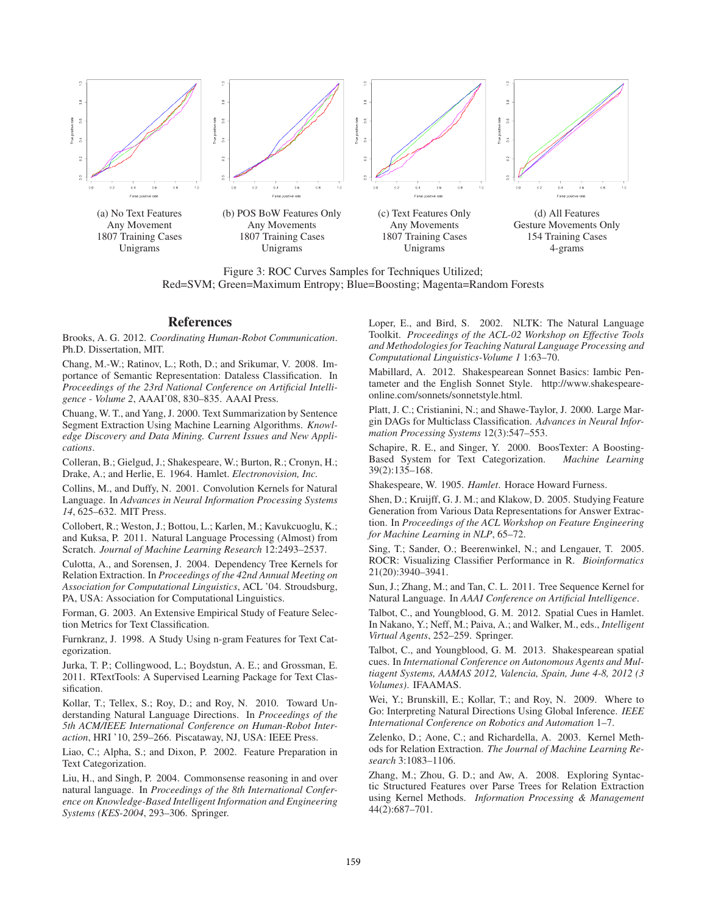(a) No Text Features
Any Movement
1807 Training Cases
Unigrams

(b) POS BoW Features Only
Any Movements
1807 Training Cases
Unigrams

(c) Text Features Only
Any Movements
1807 Training Cases
Unigrams

(d) All Features
Gesture Movements Only
154 Training Cases
4-grams

Figure 3: ROC Curves Samples for Techniques Utilized;
Red=SVM; Green=Maximum Entropy; Blue=Boosting; Magenta=Random Forests

## References

Brooks, A. G. 2012. *Coordinating Human-Robot Communication*. Ph.D. Dissertation, MIT.

Chang, M.-W.; Ratinov, L.; Roth, D.; and Srikumar, V. 2008. Importance of Semantic Representation: Dataless Classification. In *Proceedings of the 23rd National Conference on Artificial Intelligence - Volume 2*, AAAI'08, 830–835. AAAI Press.

Chuang, W. T., and Yang, J. 2000. Text Summarization by Sentence Segment Extraction Using Machine Learning Algorithms. *Knowledge Discovery and Data Mining. Current Issues and New Applications*.

Colleran, B.; Gielgud, J.; Shakespeare, W.; Burton, R.; Cronyn, H.; Drake, A.; and Herlie, E. 1964. Hamlet. *Electronovision, Inc.*

Collins, M., and Duffy, N. 2001. Convolution Kernels for Natural Language. In *Advances in Neural Information Processing Systems 14*, 625–632. MIT Press.

Collobert, R.; Weston, J.; Bottou, L.; Karlen, M.; Kavukcuoglu, K.; and Kuksa, P. 2011. Natural Language Processing (Almost) from Scratch. *Journal of Machine Learning Research* 12:2493–2537.

Culotta, A., and Sorensen, J. 2004. Dependency Tree Kernels for Relation Extraction. In *Proceedings of the 42nd Annual Meeting on Association for Computational Linguistics*, ACL '04. Stroudsburg, PA, USA: Association for Computational Linguistics.

Forman, G. 2003. An Extensive Empirical Study of Feature Selection Metrics for Text Classification.

Furnkranz, J. 1998. A Study Using n-gram Features for Text Categorization.

Jurka, T. P.; Collingwood, L.; Boydstun, A. E.; and Grossman, E. 2011. RTextTools: A Supervised Learning Package for Text Classification.

Kollar, T.; Tellex, S.; Roy, D.; and Roy, N. 2010. Toward Understanding Natural Language Directions. In *Proceedings of the 5th ACM/IEEE International Conference on Human-Robot Interaction*, HRI '10, 259–266. Piscataway, NJ, USA: IEEE Press.

Liao, C.; Alpha, S.; and Dixon, P. 2002. Feature Preparation in Text Categorization.

Liu, H., and Singh, P. 2004. Commonsense reasoning in and over natural language. In *Proceedings of the 8th International Conference on Knowledge-Based Intelligent Information and Engineering Systems (KES-2004*, 293–306. Springer.

Loper, E., and Bird, S. 2002. NLTK: The Natural Language Toolkit. *Proceedings of the ACL-02 Workshop on Effective Tools and Methodologies for Teaching Natural Language Processing and Computational Linguistics-Volume 1* 1:63–70.

Mabillard, A. 2012. Shakespearean Sonnet Basics: Iambic Pentameter and the English Sonnet Style. http://www.shakespeare-online.com/sonnets/sonnetstyle.html.

Platt, J. C.; Cristianini, N.; and Shawe-Taylor, J. 2000. Large Margin DAGs for Multiclass Classification. *Advances in Neural Information Processing Systems* 12(3):547–553.

Schapire, R. E., and Singer, Y. 2000. BoosTexter: A Boosting-Based System for Text Categorization. *Machine Learning* 39(2):135–168.

Shakespeare, W. 1905. *Hamlet*. Horace Howard Furness.

Shen, D.; Kruijff, G. J. M.; and Klakow, D. 2005. Studying Feature Generation from Various Data Representations for Answer Extraction. In *Proceedings of the ACL Workshop on Feature Engineering for Machine Learning in NLP*, 65–72.

Sing, T.; Sander, O.; Beerenwinkel, N.; and Lengauer, T. 2005. ROCR: Visualizing Classifier Performance in R. *Bioinformatics* 21(20):3940–3941.

Sun, J.; Zhang, M.; and Tan, C. L. 2011. Tree Sequence Kernel for Natural Language. In *AAAI Conference on Artificial Intelligence*.

Talbot, C., and Youngblood, G. M. 2012. Spatial Cues in Hamlet. In Nakano, Y.; Neff, M.; Paiva, A.; and Walker, M., eds., *Intelligent Virtual Agents*, 252–259. Springer.

Talbot, C., and Youngblood, G. M. 2013. Shakespearean spatial cues. In *International Conference on Autonomous Agents and Multiagent Systems, AAMAS 2012, Valencia, Spain, June 4-8, 2012 (3 Volumes)*. IFAAMAS.

Wei, Y.; Brunskill, E.; Kollar, T.; and Roy, N. 2009. Where to Go: Interpreting Natural Directions Using Global Inference. *IEEE International Conference on Robotics and Automation* 1–7.

Zelenko, D.; Aone, C.; and Richardella, A. 2003. Kernel Methods for Relation Extraction. *The Journal of Machine Learning Research* 3:1083–1106.

Zhang, M.; Zhou, G. D.; and Aw, A. 2008. Exploring Syntactic Structured Features over Parse Trees for Relation Extraction using Kernel Methods. *Information Processing & Management* 44(2):687–701.